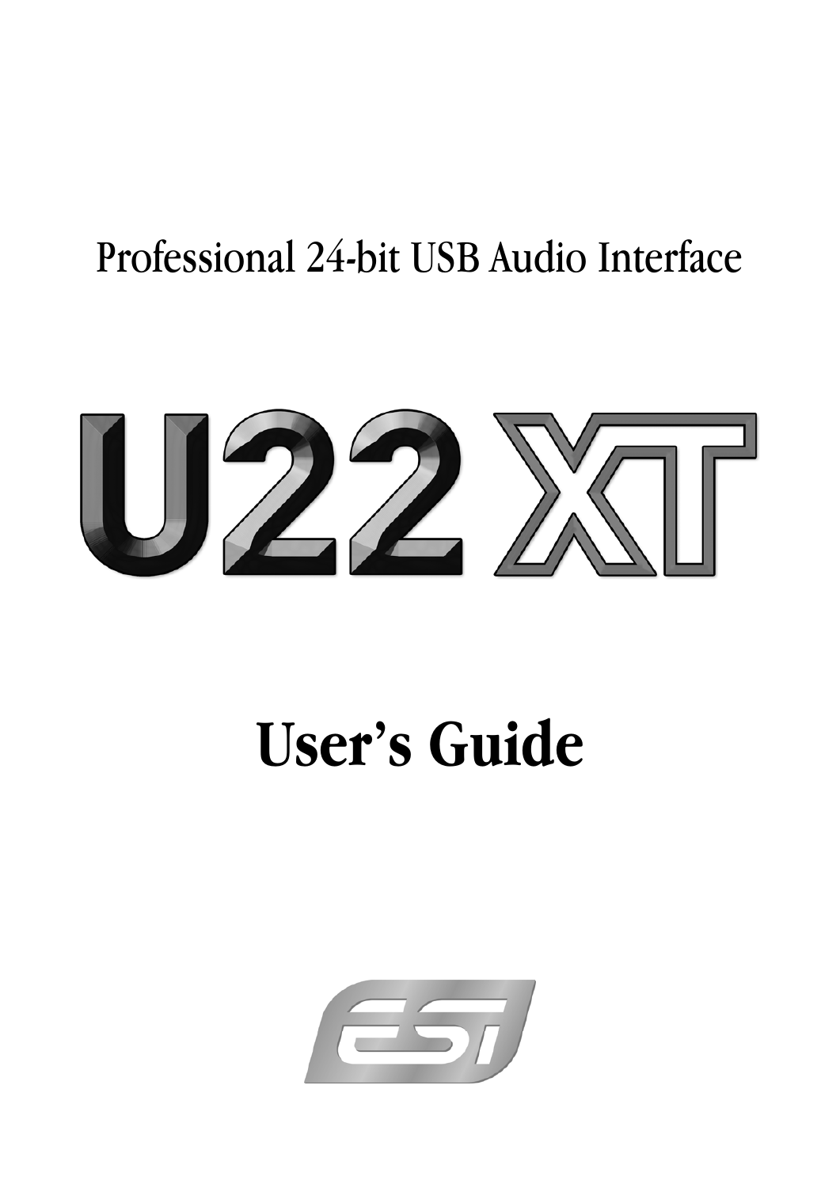Professional 24-bit USB Audio Interface

# U22 XT

# User's Guide

ESI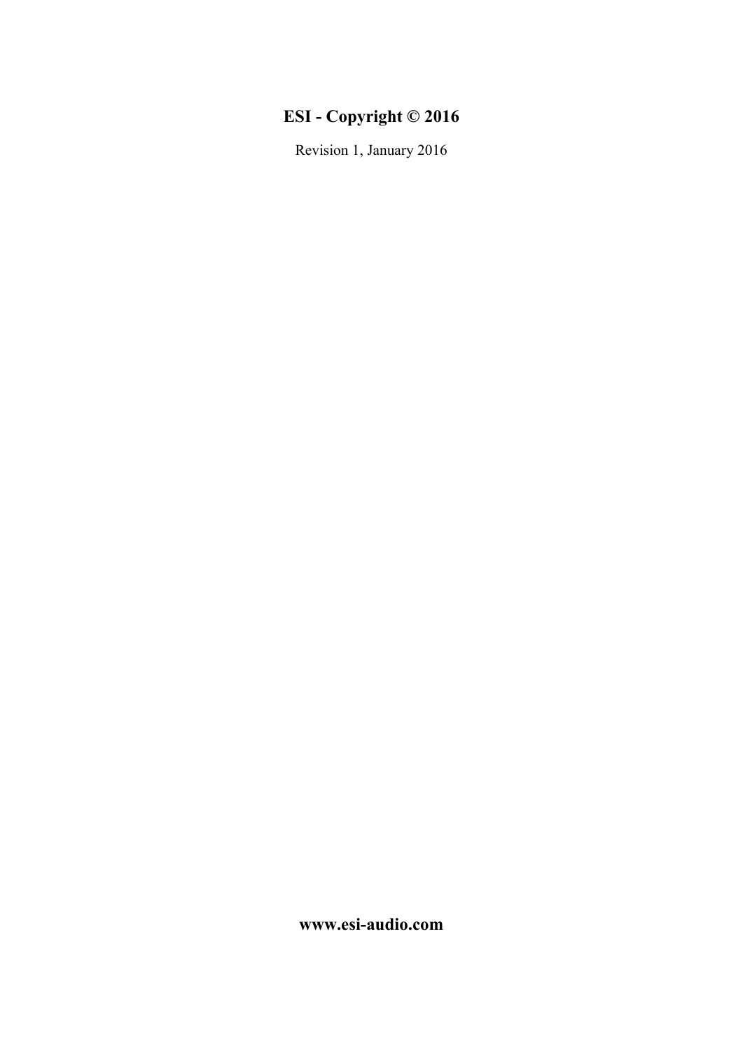**ESI - Copyright © 2016**

Revision 1, January 2016

**www.esi-audio.com**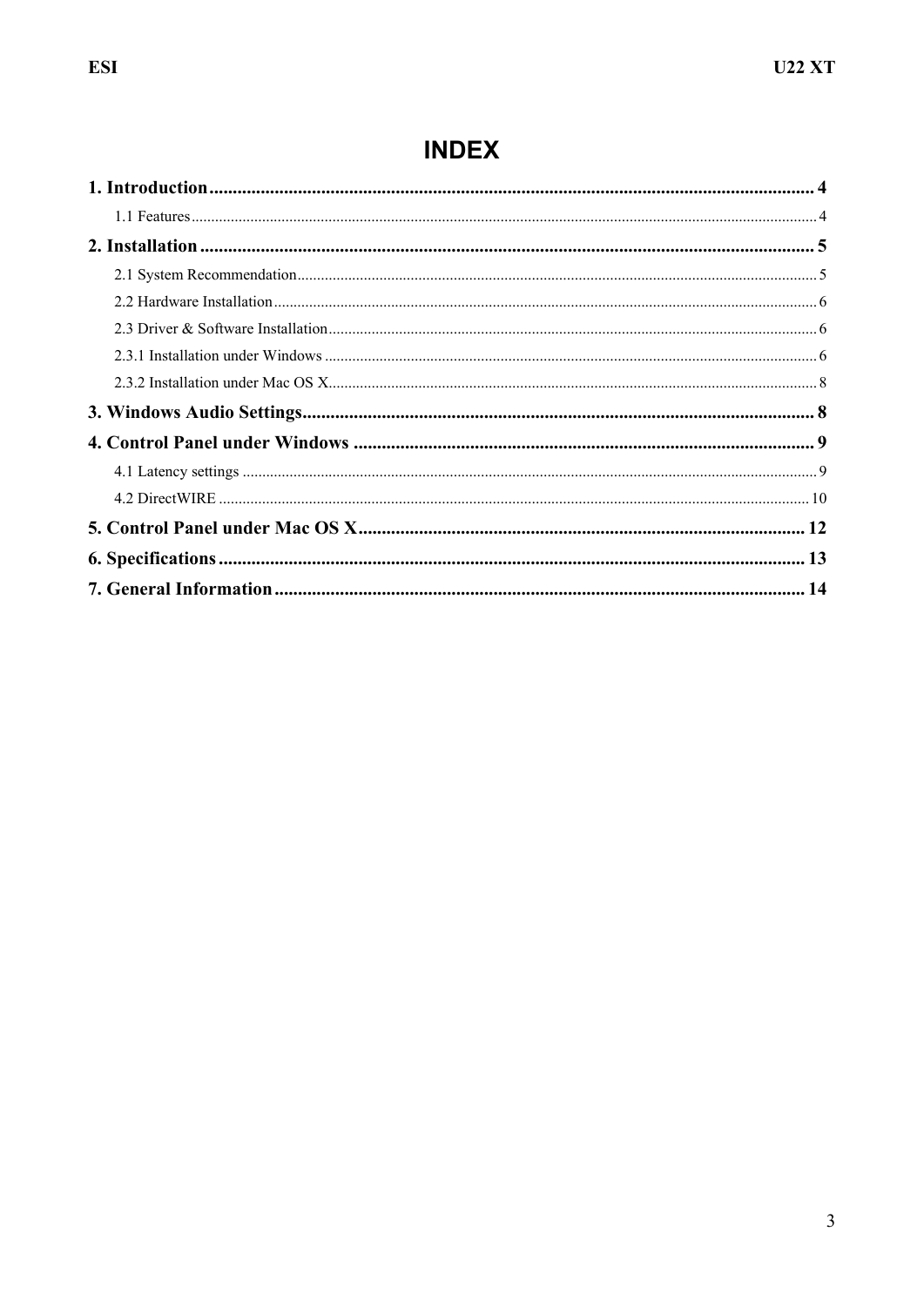# INDEX

**1. Introduction .................................................. 4**

1.1 Features .................................................. 4

**2. Installation .................................................. 5**

2.1 System Recommendation .................................................. 5

2.2 Hardware Installation .................................................. 6

2.3 Driver & Software Installation .................................................. 6

2.3.1 Installation under Windows .................................................. 6

2.3.2 Installation under Mac OS X .................................................. 8

**3. Windows Audio Settings .................................................. 8**

**4. Control Panel under Windows .................................................. 9**

4.1 Latency settings .................................................. 9

4.2 DirectWIRE .................................................. 10

**5. Control Panel under Mac OS X .................................................. 12**

**6. Specifications .................................................. 13**

**7. General Information .................................................. 14**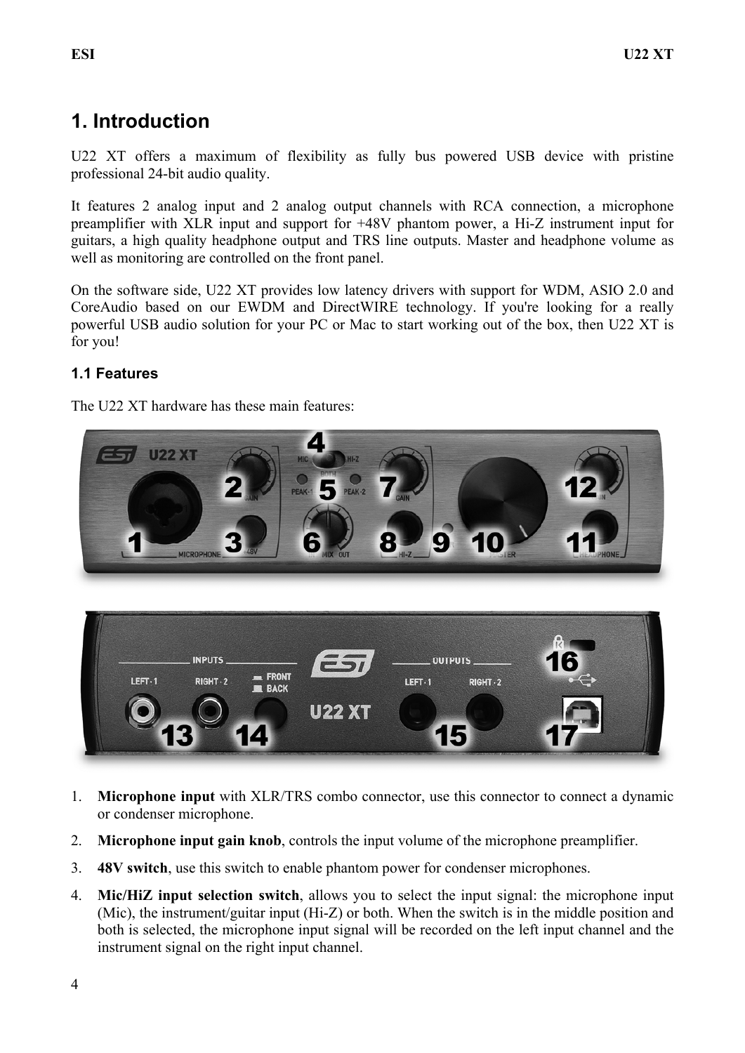# 1. Introduction

U22 XT offers a maximum of flexibility as fully bus powered USB device with pristine professional 24-bit audio quality.

It features 2 analog input and 2 analog output channels with RCA connection, a microphone preamplifier with XLR input and support for +48V phantom power, a Hi-Z instrument input for guitars, a high quality headphone output and TRS line outputs. Master and headphone volume as well as monitoring are controlled on the front panel.

On the software side, U22 XT provides low latency drivers with support for WDM, ASIO 2.0 and CoreAudio based on our EWDM and DirectWIRE technology. If you're looking for a really powerful USB audio solution for your PC or Mac to start working out of the box, then U22 XT is for you!

## 1.1 Features

The U22 XT hardware has these main features:

1. **Microphone input** with XLR/TRS combo connector, use this connector to connect a dynamic or condenser microphone.
2. **Microphone input gain knob**, controls the input volume of the microphone preamplifier.
3. **48V switch**, use this switch to enable phantom power for condenser microphones.
4. **Mic/HiZ input selection switch**, allows you to select the input signal: the microphone input (Mic), the instrument/guitar input (Hi-Z) or both. When the switch is in the middle position and both is selected, the microphone input signal will be recorded on the left input channel and the instrument signal on the right input channel.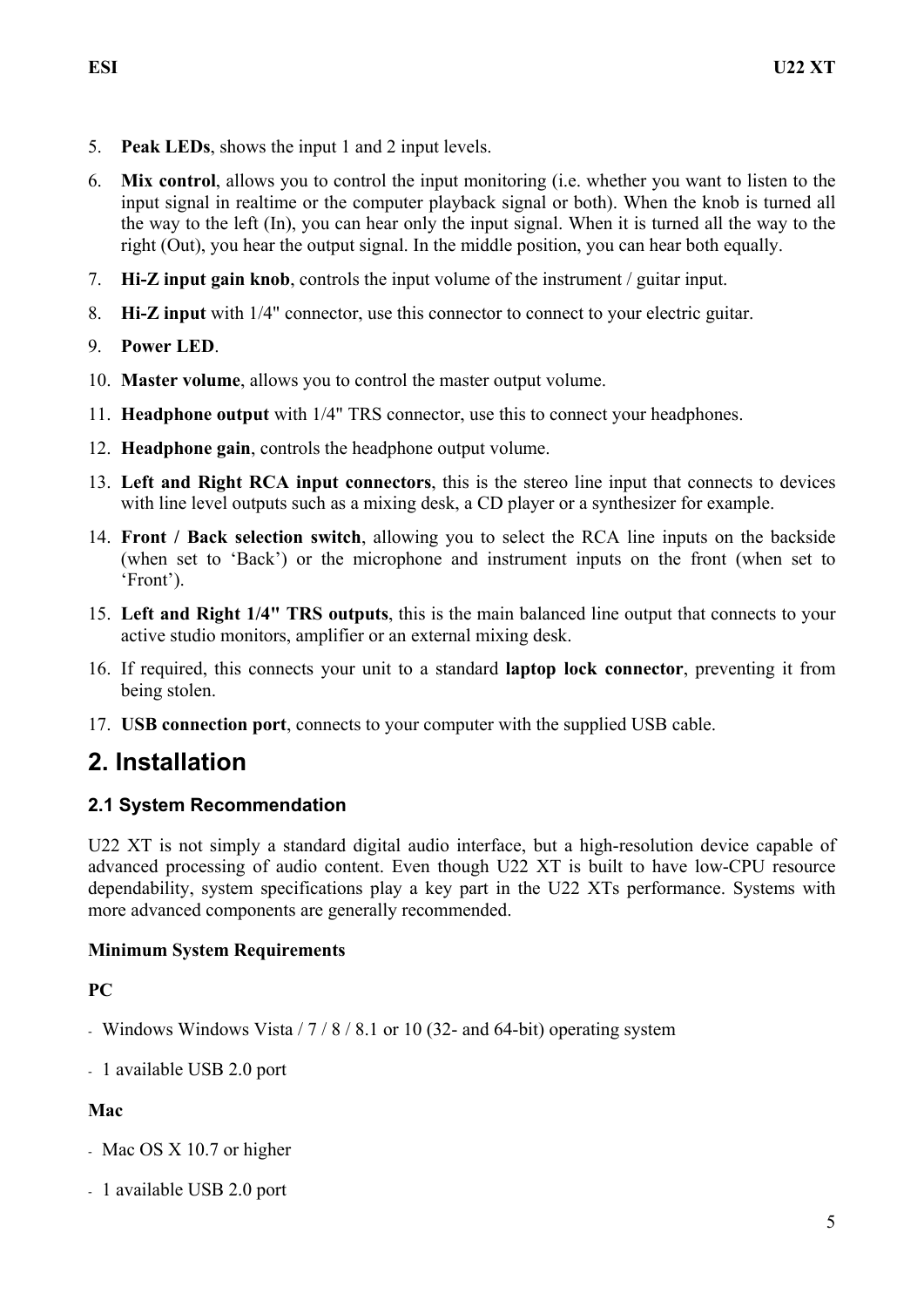5. **Peak LEDs**, shows the input 1 and 2 input levels.
6. **Mix control**, allows you to control the input monitoring (i.e. whether you want to listen to the input signal in realtime or the computer playback signal or both). When the knob is turned all the way to the left (In), you can hear only the input signal. When it is turned all the way to the right (Out), you hear the output signal. In the middle position, you can hear both equally.
7. **Hi-Z input gain knob**, controls the input volume of the instrument / guitar input.
8. **Hi-Z input** with 1/4" connector, use this connector to connect to your electric guitar.
9. **Power LED**.
10. **Master volume**, allows you to control the master output volume.
11. **Headphone output** with 1/4" TRS connector, use this to connect your headphones.
12. **Headphone gain**, controls the headphone output volume.
13. **Left and Right RCA input connectors**, this is the stereo line input that connects to devices with line level outputs such as a mixing desk, a CD player or a synthesizer for example.
14. **Front / Back selection switch**, allowing you to select the RCA line inputs on the backside (when set to 'Back') or the microphone and instrument inputs on the front (when set to 'Front').
15. **Left and Right 1/4" TRS outputs**, this is the main balanced line output that connects to your active studio monitors, amplifier or an external mixing desk.
16. If required, this connects your unit to a standard **laptop lock connector**, preventing it from being stolen.
17. **USB connection port**, connects to your computer with the supplied USB cable.

# 2. Installation

## 2.1 System Recommendation

U22 XT is not simply a standard digital audio interface, but a high-resolution device capable of advanced processing of audio content. Even though U22 XT is built to have low-CPU resource dependability, system specifications play a key part in the U22 XTs performance. Systems with more advanced components are generally recommended.

**Minimum System Requirements**

**PC**

- Windows Windows Vista / 7 / 8 / 8.1 or 10 (32- and 64-bit) operating system
- 1 available USB 2.0 port

**Mac**

- Mac OS X 10.7 or higher
- 1 available USB 2.0 port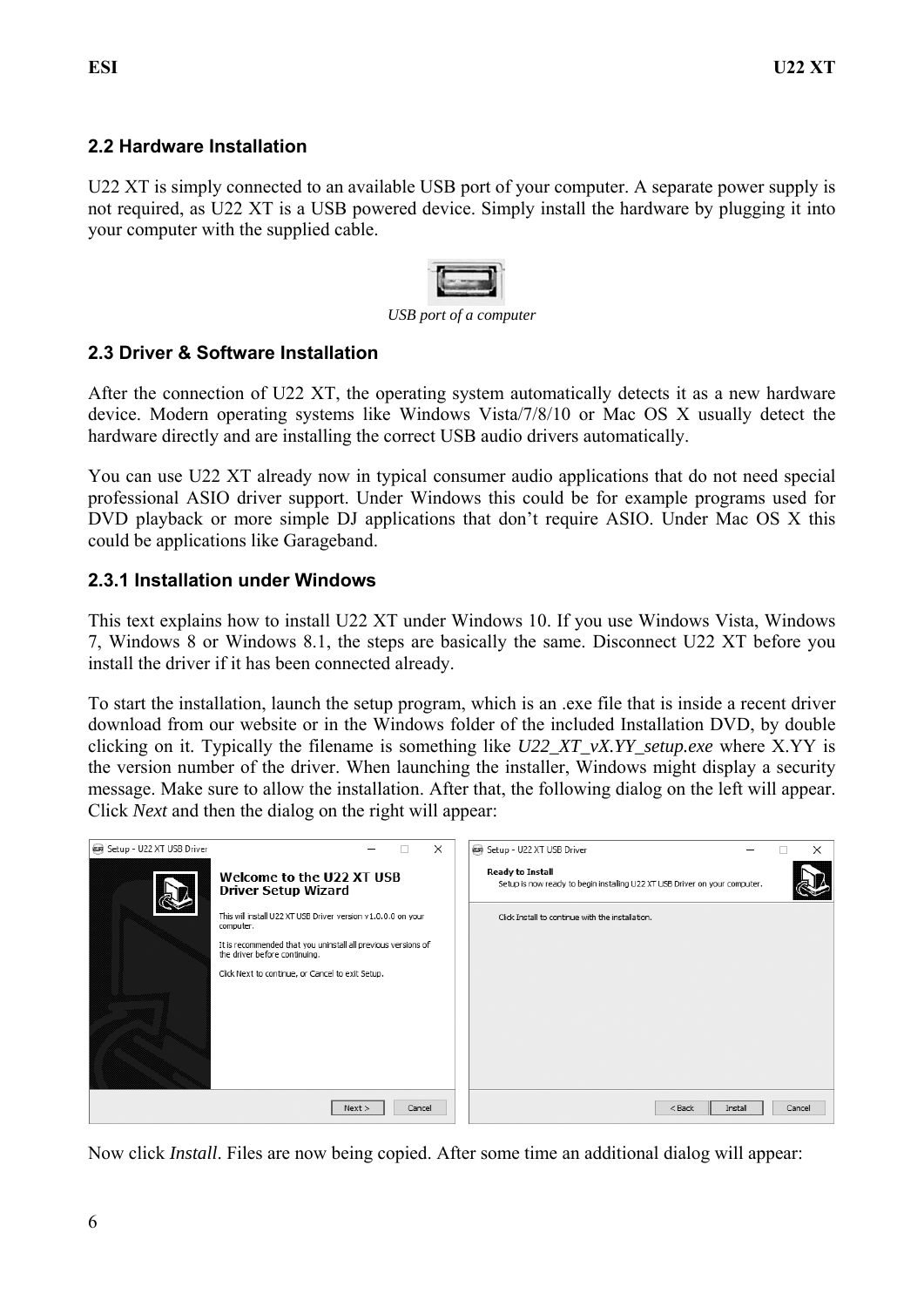## 2.2 Hardware Installation

U22 XT is simply connected to an available USB port of your computer. A separate power supply is not required, as U22 XT is a USB powered device. Simply install the hardware by plugging it into your computer with the supplied cable.

*USB port of a computer*

## 2.3 Driver & Software Installation

After the connection of U22 XT, the operating system automatically detects it as a new hardware device. Modern operating systems like Windows Vista/7/8/10 or Mac OS X usually detect the hardware directly and are installing the correct USB audio drivers automatically.

You can use U22 XT already now in typical consumer audio applications that do not need special professional ASIO driver support. Under Windows this could be for example programs used for DVD playback or more simple DJ applications that don't require ASIO. Under Mac OS X this could be applications like Garageband.

### 2.3.1 Installation under Windows

This text explains how to install U22 XT under Windows 10. If you use Windows Vista, Windows 7, Windows 8 or Windows 8.1, the steps are basically the same. Disconnect U22 XT before you install the driver if it has been connected already.

To start the installation, launch the setup program, which is an .exe file that is inside a recent driver download from our website or in the Windows folder of the included Installation DVD, by double clicking on it. Typically the filename is something like *U22_XT_vX.YY_setup.exe* where X.YY is the version number of the driver. When launching the installer, Windows might display a security message. Make sure to allow the installation. After that, the following dialog on the left will appear. Click *Next* and then the dialog on the right will appear:

Now click *Install*. Files are now being copied. After some time an additional dialog will appear: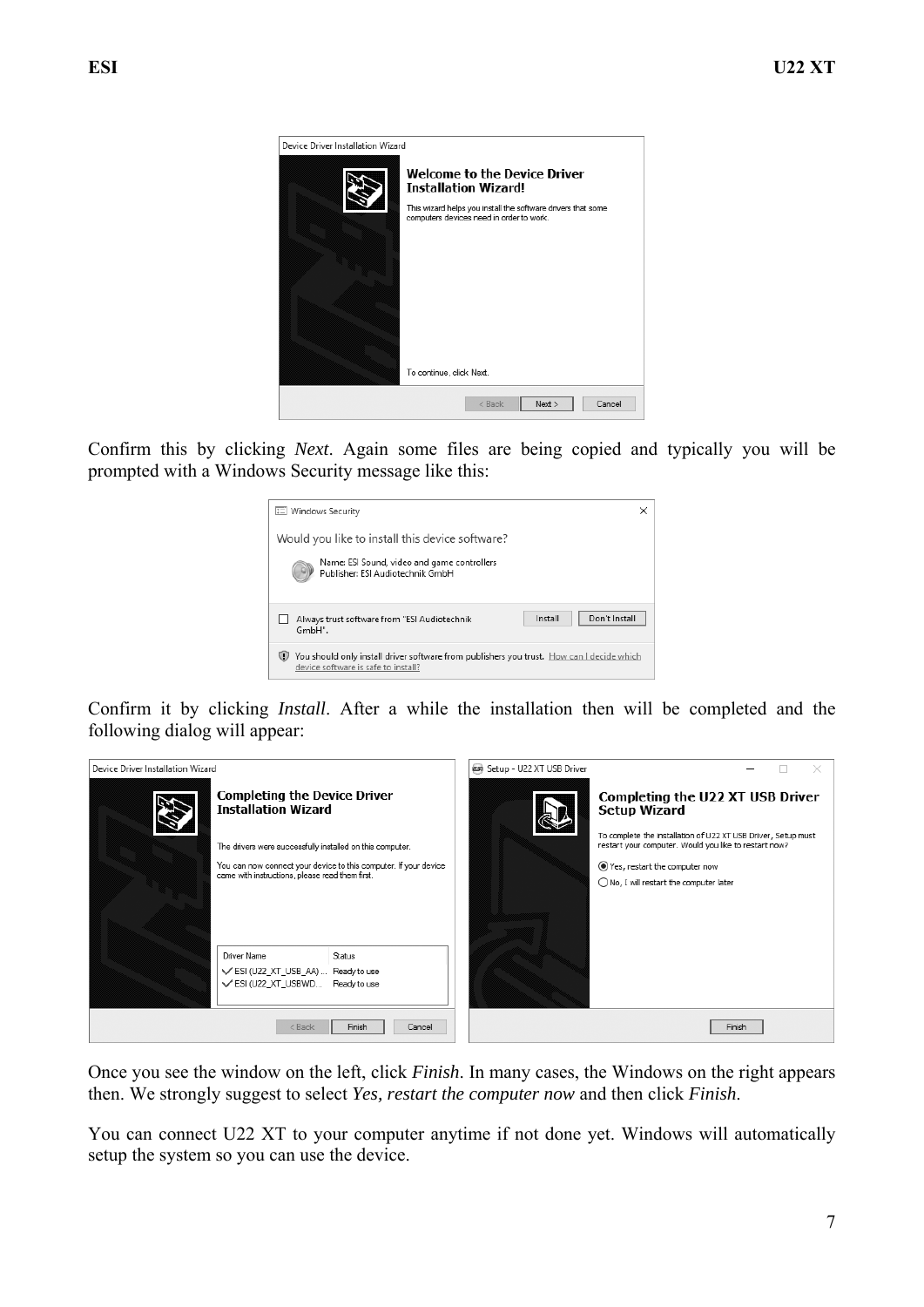Confirm this by clicking *Next*. Again some files are being copied and typically you will be prompted with a Windows Security message like this:

Confirm it by clicking *Install*. After a while the installation then will be completed and the following dialog will appear:

Once you see the window on the left, click *Finish*. In many cases, the Windows on the right appears then. We strongly suggest to select *Yes, restart the computer now* and then click *Finish*.

You can connect U22 XT to your computer anytime if not done yet. Windows will automatically setup the system so you can use the device.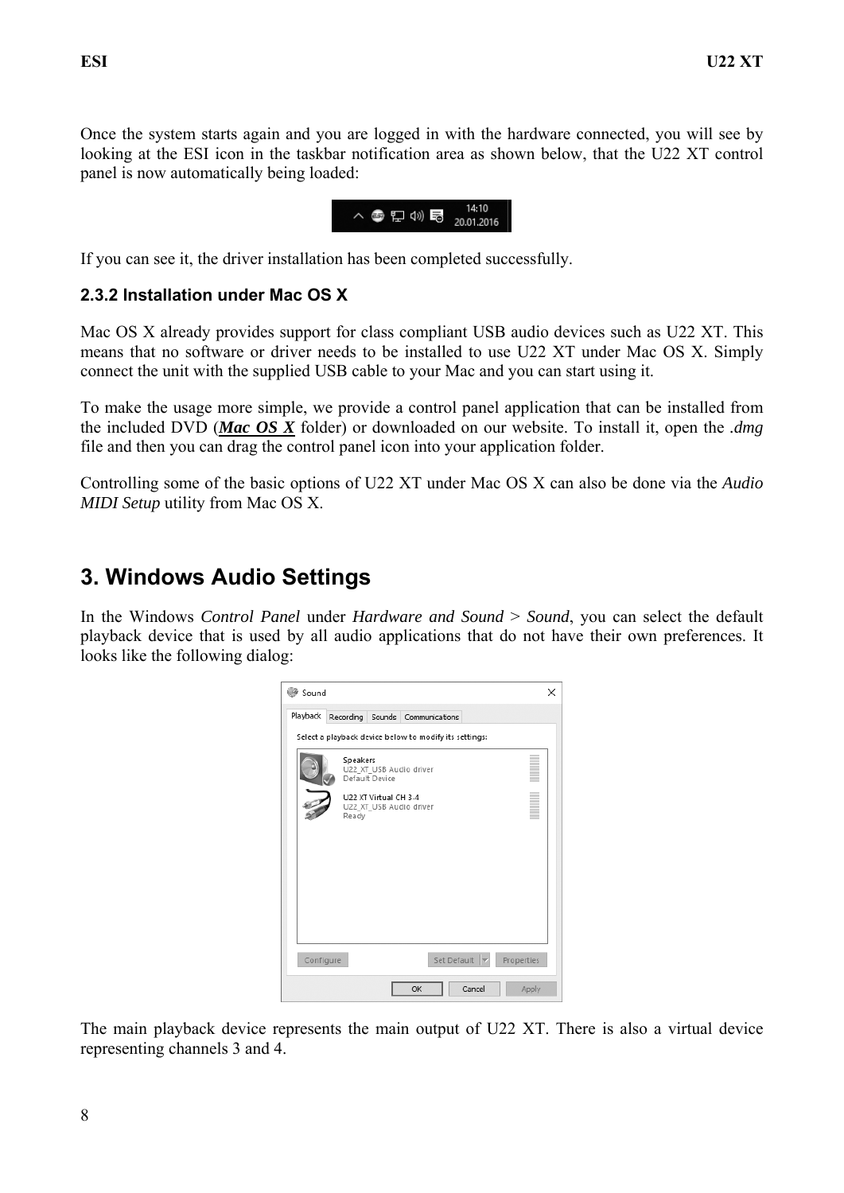Once the system starts again and you are logged in with the hardware connected, you will see by looking at the ESI icon in the taskbar notification area as shown below, that the U22 XT control panel is now automatically being loaded:

If you can see it, the driver installation has been completed successfully.

### 2.3.2 Installation under Mac OS X

Mac OS X already provides support for class compliant USB audio devices such as U22 XT. This means that no software or driver needs to be installed to use U22 XT under Mac OS X. Simply connect the unit with the supplied USB cable to your Mac and you can start using it.

To make the usage more simple, we provide a control panel application that can be installed from the included DVD (***Mac OS X*** folder) or downloaded on our website. To install it, open the *.dmg* file and then you can drag the control panel icon into your application folder.

Controlling some of the basic options of U22 XT under Mac OS X can also be done via the *Audio MIDI Setup* utility from Mac OS X.

## 3. Windows Audio Settings

In the Windows *Control Panel* under *Hardware and Sound* > *Sound*, you can select the default playback device that is used by all audio applications that do not have their own preferences. It looks like the following dialog:

The main playback device represents the main output of U22 XT. There is also a virtual device representing channels 3 and 4.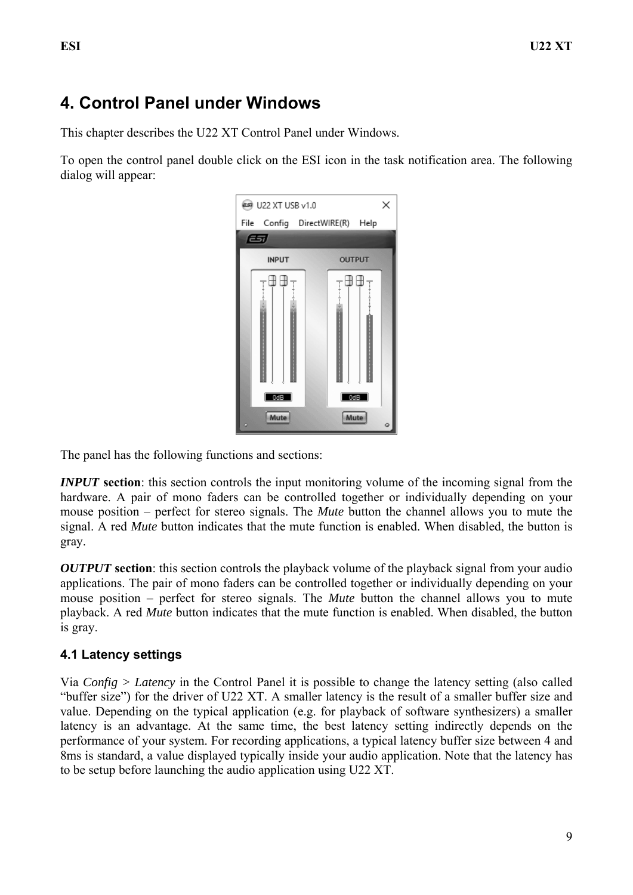# 4. Control Panel under Windows

This chapter describes the U22 XT Control Panel under Windows.

To open the control panel double click on the ESI icon in the task notification area. The following dialog will appear:

The panel has the following functions and sections:

***INPUT* section**: this section controls the input monitoring volume of the incoming signal from the hardware. A pair of mono faders can be controlled together or individually depending on your mouse position – perfect for stereo signals. The *Mute* button the channel allows you to mute the signal. A red *Mute* button indicates that the mute function is enabled. When disabled, the button is gray.

***OUTPUT* section**: this section controls the playback volume of the playback signal from your audio applications. The pair of mono faders can be controlled together or individually depending on your mouse position – perfect for stereo signals. The *Mute* button the channel allows you to mute playback. A red *Mute* button indicates that the mute function is enabled. When disabled, the button is gray.

## 4.1 Latency settings

Via *Config* > *Latency* in the Control Panel it is possible to change the latency setting (also called "buffer size") for the driver of U22 XT. A smaller latency is the result of a smaller buffer size and value. Depending on the typical application (e.g. for playback of software synthesizers) a smaller latency is an advantage. At the same time, the best latency setting indirectly depends on the performance of your system. For recording applications, a typical latency buffer size between 4 and 8ms is standard, a value displayed typically inside your audio application. Note that the latency has to be setup before launching the audio application using U22 XT.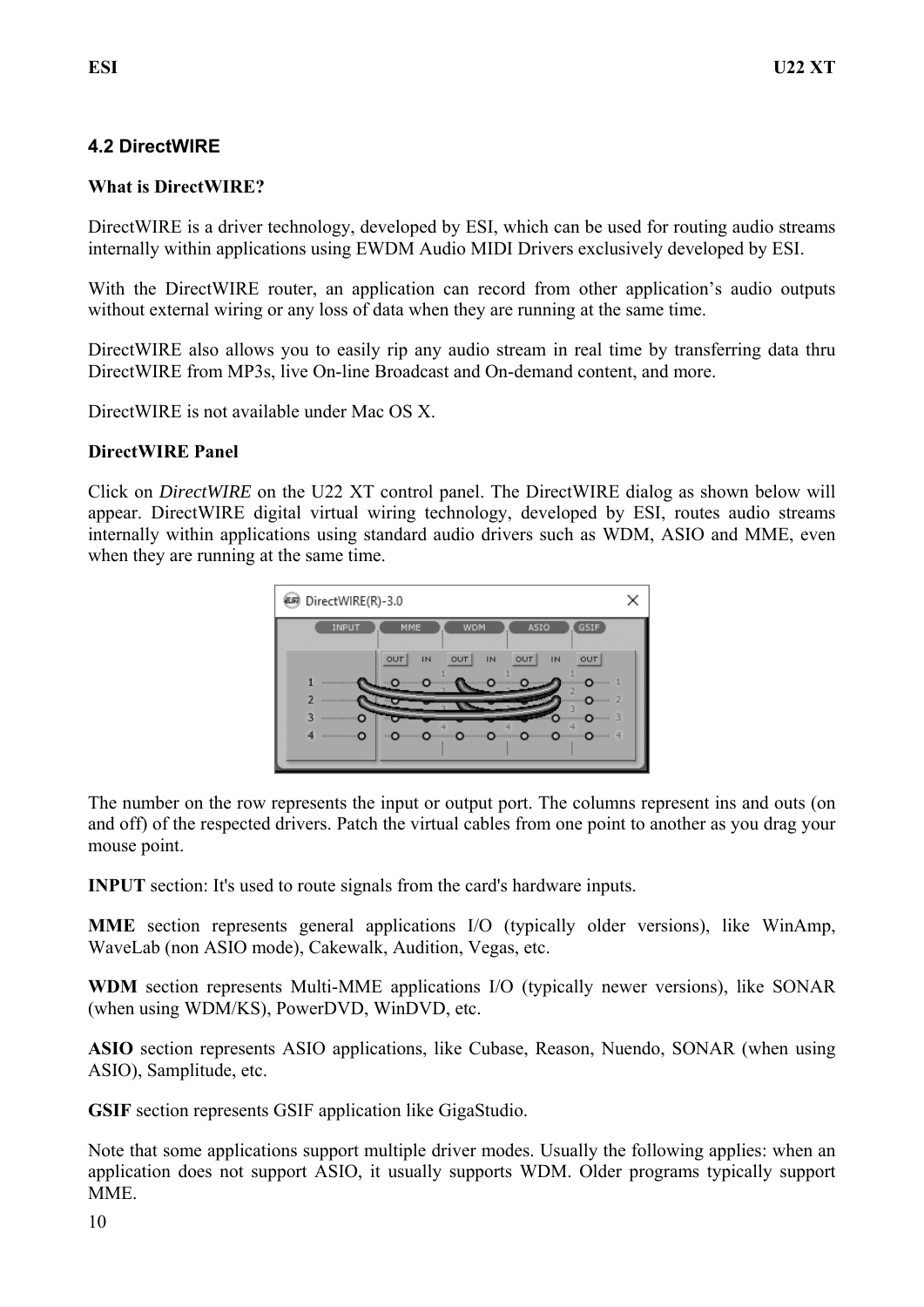## 4.2 DirectWIRE

**What is DirectWIRE?**

DirectWIRE is a driver technology, developed by ESI, which can be used for routing audio streams internally within applications using EWDM Audio MIDI Drivers exclusively developed by ESI.

With the DirectWIRE router, an application can record from other application's audio outputs without external wiring or any loss of data when they are running at the same time.

DirectWIRE also allows you to easily rip any audio stream in real time by transferring data thru DirectWIRE from MP3s, live On-line Broadcast and On-demand content, and more.

DirectWIRE is not available under Mac OS X.

**DirectWIRE Panel**

Click on *DirectWIRE* on the U22 XT control panel. The DirectWIRE dialog as shown below will appear. DirectWIRE digital virtual wiring technology, developed by ESI, routes audio streams internally within applications using standard audio drivers such as WDM, ASIO and MME, even when they are running at the same time.

The number on the row represents the input or output port. The columns represent ins and outs (on and off) of the respected drivers. Patch the virtual cables from one point to another as you drag your mouse point.

**INPUT** section: It's used to route signals from the card's hardware inputs.

**MME** section represents general applications I/O (typically older versions), like WinAmp, WaveLab (non ASIO mode), Cakewalk, Audition, Vegas, etc.

**WDM** section represents Multi-MME applications I/O (typically newer versions), like SONAR (when using WDM/KS), PowerDVD, WinDVD, etc.

**ASIO** section represents ASIO applications, like Cubase, Reason, Nuendo, SONAR (when using ASIO), Samplitude, etc.

**GSIF** section represents GSIF application like GigaStudio.

Note that some applications support multiple driver modes. Usually the following applies: when an application does not support ASIO, it usually supports WDM. Older programs typically support MME.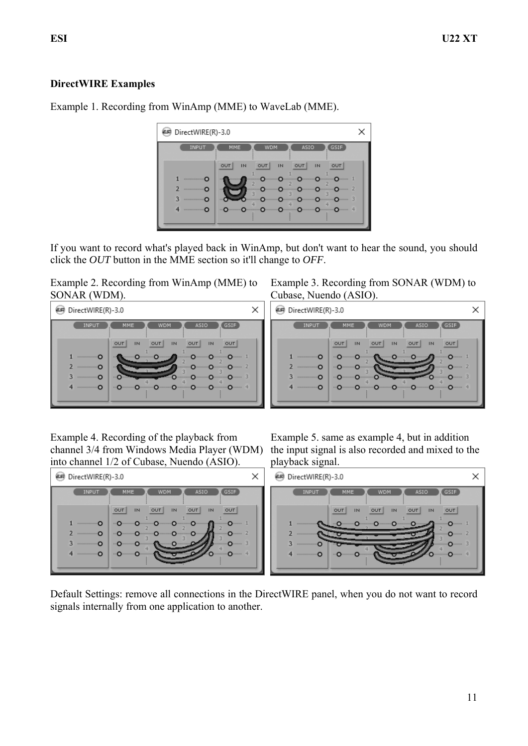## DirectWIRE Examples

Example 1. Recording from WinAmp (MME) to WaveLab (MME).

If you want to record what's played back in WinAmp, but don't want to hear the sound, you should click the *OUT* button in the MME section so it'll change to *OFF*.

Example 2. Recording from WinAmp (MME) to SONAR (WDM).

Example 3. Recording from SONAR (WDM) to Cubase, Nuendo (ASIO).

Example 4. Recording of the playback from channel 3/4 from Windows Media Player (WDM) into channel 1/2 of Cubase, Nuendo (ASIO).

Example 5. same as example 4, but in addition the input signal is also recorded and mixed to the playback signal.

Default Settings: remove all connections in the DirectWIRE panel, when you do not want to record signals internally from one application to another.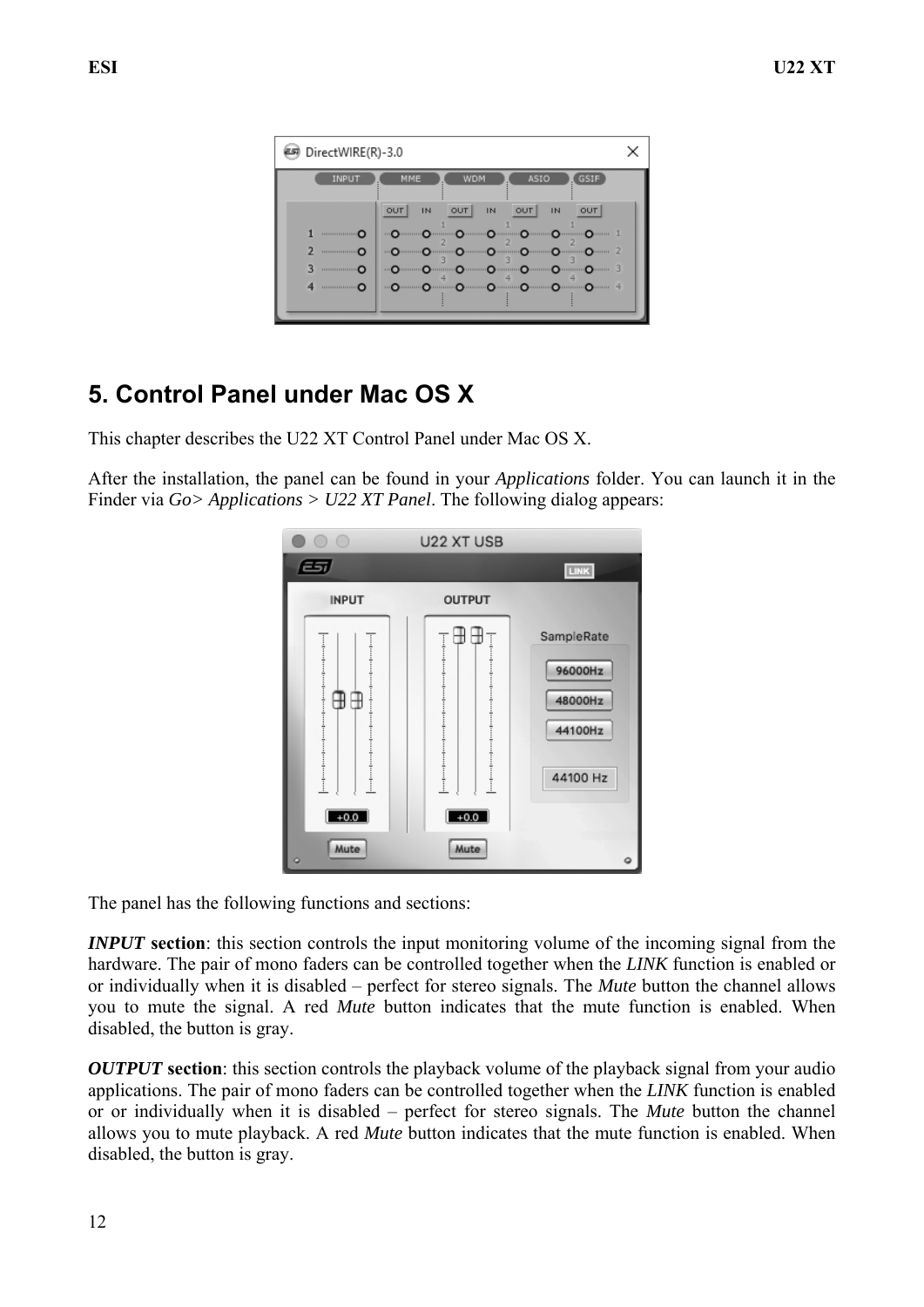## 5. Control Panel under Mac OS X

This chapter describes the U22 XT Control Panel under Mac OS X.

After the installation, the panel can be found in your *Applications* folder. You can launch it in the Finder via *Go> Applications > U22 XT Panel*. The following dialog appears:

The panel has the following functions and sections:

***INPUT* section**: this section controls the input monitoring volume of the incoming signal from the hardware. The pair of mono faders can be controlled together when the *LINK* function is enabled or or individually when it is disabled – perfect for stereo signals. The *Mute* button the channel allows you to mute the signal. A red *Mute* button indicates that the mute function is enabled. When disabled, the button is gray.

***OUTPUT* section**: this section controls the playback volume of the playback signal from your audio applications. The pair of mono faders can be controlled together when the *LINK* function is enabled or or individually when it is disabled – perfect for stereo signals. The *Mute* button the channel allows you to mute playback. A red *Mute* button indicates that the mute function is enabled. When disabled, the button is gray.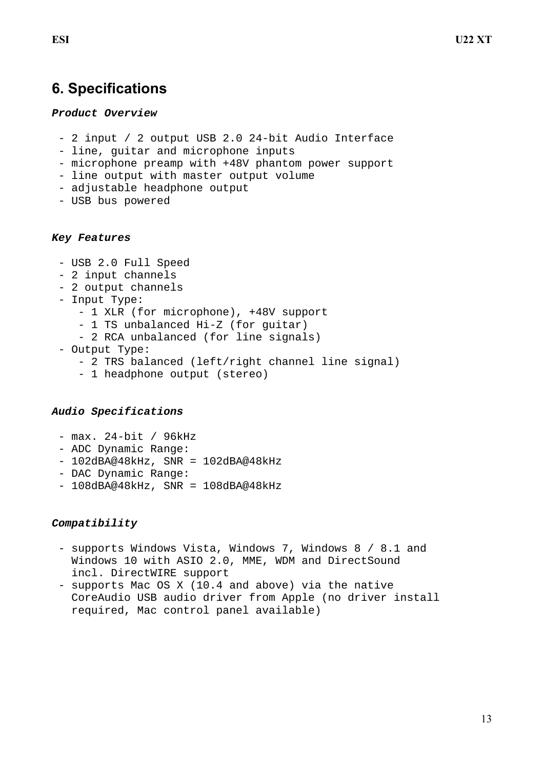## 6. Specifications

***Product Overview***

- 2 input / 2 output USB 2.0 24-bit Audio Interface
- line, guitar and microphone inputs
- microphone preamp with +48V phantom power support
- line output with master output volume
- adjustable headphone output
- USB bus powered

***Key Features***

- USB 2.0 Full Speed
- 2 input channels
- 2 output channels
- Input Type:
    - 1 XLR (for microphone), +48V support
    - 1 TS unbalanced Hi-Z (for guitar)
    - 2 RCA unbalanced (for line signals)
- Output Type:
    - 2 TRS balanced (left/right channel line signal)
    - 1 headphone output (stereo)

***Audio Specifications***

- max. 24-bit / 96kHz
- ADC Dynamic Range:
- 102dBA@48kHz, SNR = 102dBA@48kHz
- DAC Dynamic Range:
- 108dBA@48kHz, SNR = 108dBA@48kHz

***Compatibility***

- supports Windows Vista, Windows 7, Windows 8 / 8.1 and Windows 10 with ASIO 2.0, MME, WDM and DirectSound incl. DirectWIRE support
- supports Mac OS X (10.4 and above) via the native CoreAudio USB audio driver from Apple (no driver install required, Mac control panel available)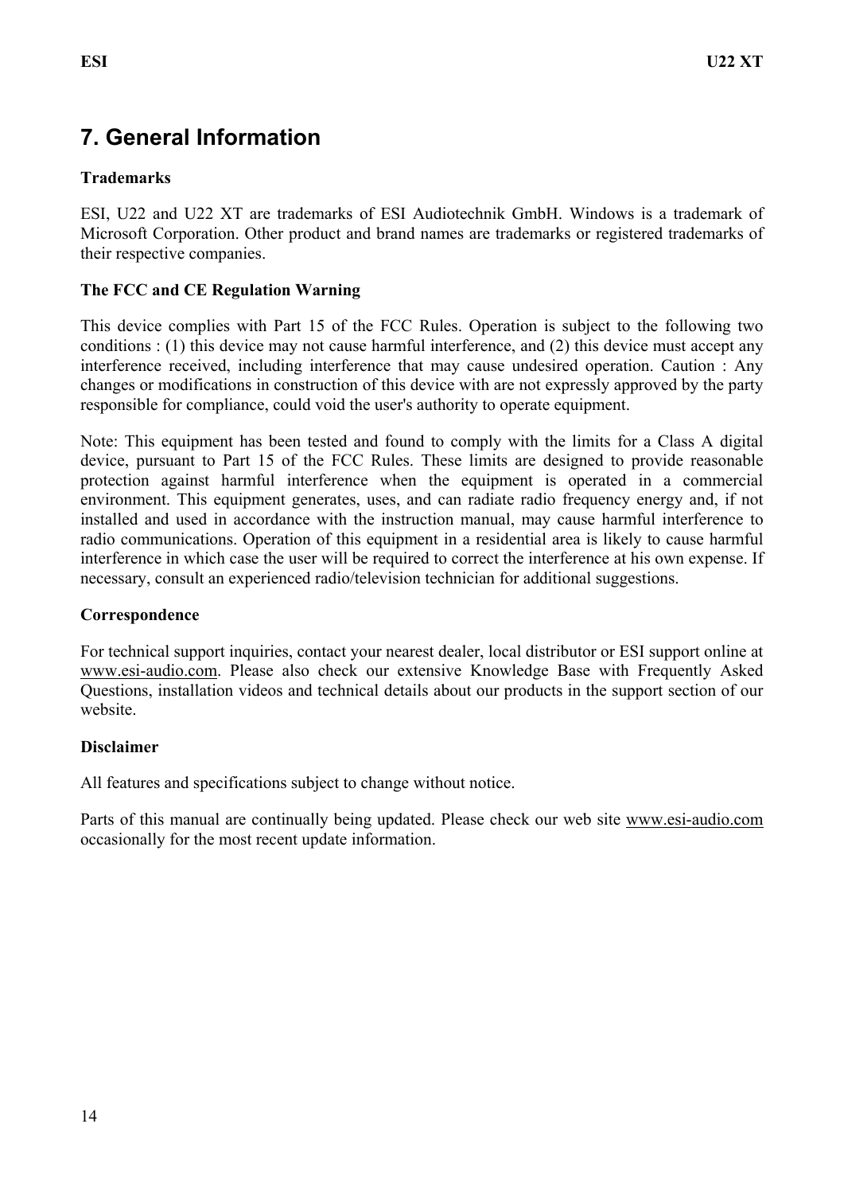# 7. General Information

**Trademarks**

ESI, U22 and U22 XT are trademarks of ESI Audiotechnik GmbH. Windows is a trademark of Microsoft Corporation. Other product and brand names are trademarks or registered trademarks of their respective companies.

**The FCC and CE Regulation Warning**

This device complies with Part 15 of the FCC Rules. Operation is subject to the following two conditions : (1) this device may not cause harmful interference, and (2) this device must accept any interference received, including interference that may cause undesired operation. Caution : Any changes or modifications in construction of this device with are not expressly approved by the party responsible for compliance, could void the user's authority to operate equipment.

Note: This equipment has been tested and found to comply with the limits for a Class A digital device, pursuant to Part 15 of the FCC Rules. These limits are designed to provide reasonable protection against harmful interference when the equipment is operated in a commercial environment. This equipment generates, uses, and can radiate radio frequency energy and, if not installed and used in accordance with the instruction manual, may cause harmful interference to radio communications. Operation of this equipment in a residential area is likely to cause harmful interference in which case the user will be required to correct the interference at his own expense. If necessary, consult an experienced radio/television technician for additional suggestions.

**Correspondence**

For technical support inquiries, contact your nearest dealer, local distributor or ESI support online at www.esi-audio.com. Please also check our extensive Knowledge Base with Frequently Asked Questions, installation videos and technical details about our products in the support section of our website.

**Disclaimer**

All features and specifications subject to change without notice.

Parts of this manual are continually being updated. Please check our web site www.esi-audio.com occasionally for the most recent update information.